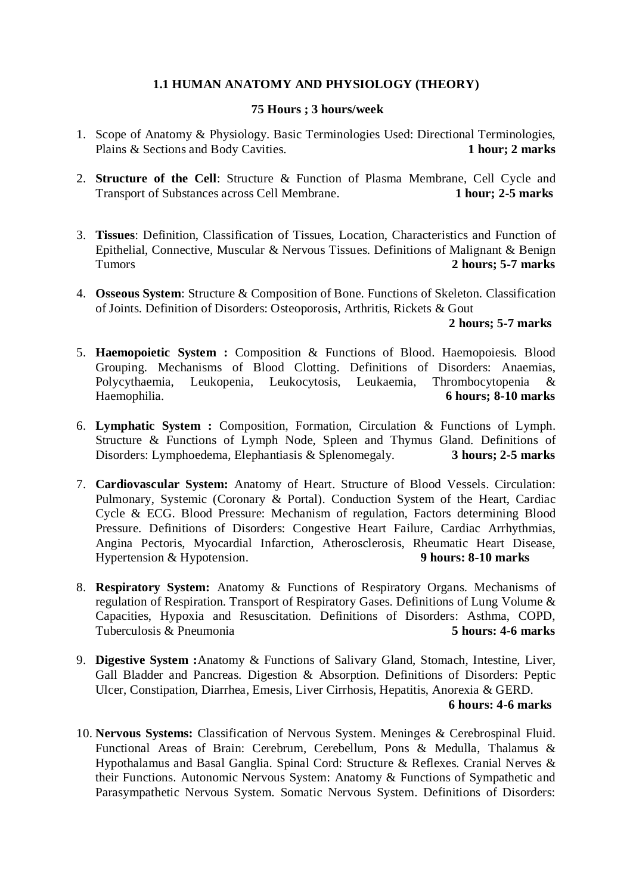## 1.1 HUMAN ANATOMY AND PHYSIOLOGY (THEORY)

**75 Hours ; 3 hours/week**

1. Scope of Anatomy & Physiology. Basic Terminologies Used: Directional Terminologies, Plains & Sections and Body Cavities. **1 hour; 2 marks**

2. **Structure of the Cell**: Structure & Function of Plasma Membrane, Cell Cycle and Transport of Substances across Cell Membrane. **1 hour; 2-5 marks**

3. **Tissues**: Definition, Classification of Tissues, Location, Characteristics and Function of Epithelial, Connective, Muscular & Nervous Tissues. Definitions of Malignant & Benign Tumors **2 hours; 5-7 marks**

4. **Osseous System**: Structure & Composition of Bone. Functions of Skeleton. Classification of Joints. Definition of Disorders: Osteoporosis, Arthritis, Rickets & Gout **2 hours; 5-7 marks**

5. **Haemopoietic System :** Composition & Functions of Blood. Haemopoiesis. Blood Grouping. Mechanisms of Blood Clotting. Definitions of Disorders: Anaemias, Polycythaemia, Leukopenia, Leukocytosis, Leukaemia, Thrombocytopenia & Haemophilia. **6 hours; 8-10 marks**

6. **Lymphatic System :** Composition, Formation, Circulation & Functions of Lymph. Structure & Functions of Lymph Node, Spleen and Thymus Gland. Definitions of Disorders: Lymphoedema, Elephantiasis & Splenomegaly. **3 hours; 2-5 marks**

7. **Cardiovascular System:** Anatomy of Heart. Structure of Blood Vessels. Circulation: Pulmonary, Systemic (Coronary & Portal). Conduction System of the Heart, Cardiac Cycle & ECG. Blood Pressure: Mechanism of regulation, Factors determining Blood Pressure. Definitions of Disorders: Congestive Heart Failure, Cardiac Arrhythmias, Angina Pectoris, Myocardial Infarction, Atherosclerosis, Rheumatic Heart Disease, Hypertension & Hypotension. **9 hours: 8-10 marks**

8. **Respiratory System:** Anatomy & Functions of Respiratory Organs. Mechanisms of regulation of Respiration. Transport of Respiratory Gases. Definitions of Lung Volume & Capacities, Hypoxia and Resuscitation. Definitions of Disorders: Asthma, COPD, Tuberculosis & Pneumonia **5 hours: 4-6 marks**

9. **Digestive System :**Anatomy & Functions of Salivary Gland, Stomach, Intestine, Liver, Gall Bladder and Pancreas. Digestion & Absorption. Definitions of Disorders: Peptic Ulcer, Constipation, Diarrhea, Emesis, Liver Cirrhosis, Hepatitis, Anorexia & GERD. **6 hours: 4-6 marks**

10. **Nervous Systems:** Classification of Nervous System. Meninges & Cerebrospinal Fluid. Functional Areas of Brain: Cerebrum, Cerebellum, Pons & Medulla, Thalamus & Hypothalamus and Basal Ganglia. Spinal Cord: Structure & Reflexes. Cranial Nerves & their Functions. Autonomic Nervous System: Anatomy & Functions of Sympathetic and Parasympathetic Nervous System. Somatic Nervous System. Definitions of Disorders: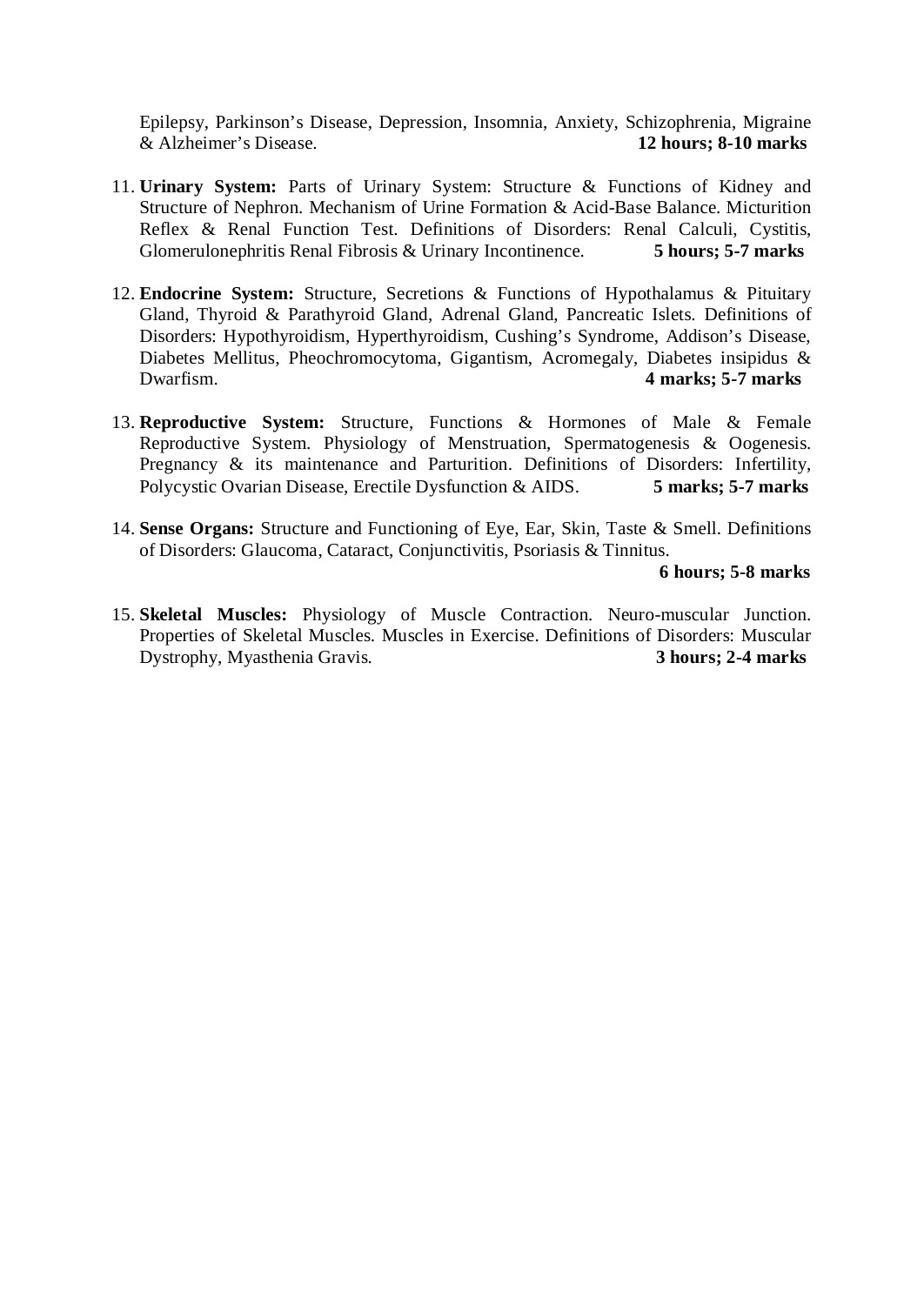Epilepsy, Parkinson's Disease, Depression, Insomnia, Anxiety, Schizophrenia, Migraine & Alzheimer's Disease. **12 hours; 8-10 marks**

11. **Urinary System:** Parts of Urinary System: Structure & Functions of Kidney and Structure of Nephron. Mechanism of Urine Formation & Acid-Base Balance. Micturition Reflex & Renal Function Test. Definitions of Disorders: Renal Calculi, Cystitis, Glomerulonephritis Renal Fibrosis & Urinary Incontinence. **5 hours; 5-7 marks**

12. **Endocrine System:** Structure, Secretions & Functions of Hypothalamus & Pituitary Gland, Thyroid & Parathyroid Gland, Adrenal Gland, Pancreatic Islets. Definitions of Disorders: Hypothyroidism, Hyperthyroidism, Cushing's Syndrome, Addison's Disease, Diabetes Mellitus, Pheochromocytoma, Gigantism, Acromegaly, Diabetes insipidus & Dwarfism. **4 marks; 5-7 marks**

13. **Reproductive System:** Structure, Functions & Hormones of Male & Female Reproductive System. Physiology of Menstruation, Spermatogenesis & Oogenesis. Pregnancy & its maintenance and Parturition. Definitions of Disorders: Infertility, Polycystic Ovarian Disease, Erectile Dysfunction & AIDS. **5 marks; 5-7 marks**

14. **Sense Organs:** Structure and Functioning of Eye, Ear, Skin, Taste & Smell. Definitions of Disorders: Glaucoma, Cataract, Conjunctivitis, Psoriasis & Tinnitus. **6 hours; 5-8 marks**

15. **Skeletal Muscles:** Physiology of Muscle Contraction. Neuro-muscular Junction. Properties of Skeletal Muscles. Muscles in Exercise. Definitions of Disorders: Muscular Dystrophy, Myasthenia Gravis. **3 hours; 2-4 marks**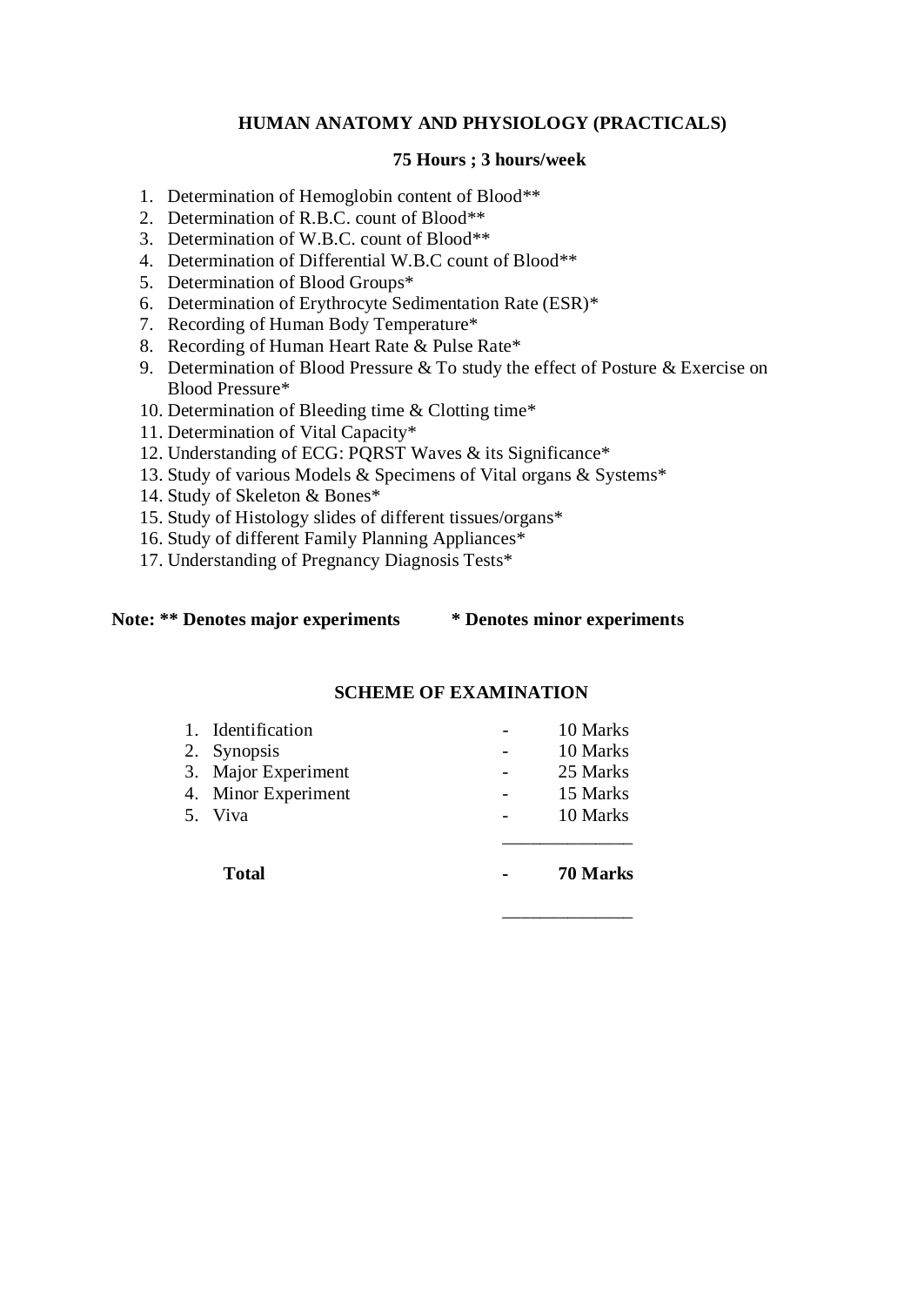## HUMAN ANATOMY AND PHYSIOLOGY (PRACTICALS)

**75 Hours ; 3 hours/week**

1. Determination of Hemoglobin content of Blood**
2. Determination of R.B.C. count of Blood**
3. Determination of W.B.C. count of Blood**
4. Determination of Differential W.B.C count of Blood**
5. Determination of Blood Groups*
6. Determination of Erythrocyte Sedimentation Rate (ESR)*
7. Recording of Human Body Temperature*
8. Recording of Human Heart Rate & Pulse Rate*
9. Determination of Blood Pressure & To study the effect of Posture & Exercise on Blood Pressure*
10. Determination of Bleeding time & Clotting time*
11. Determination of Vital Capacity*
12. Understanding of ECG: PQRST Waves & its Significance*
13. Study of various Models & Specimens of Vital organs & Systems*
14. Study of Skeleton & Bones*
15. Study of Histology slides of different tissues/organs*
16. Study of different Family Planning Appliances*
17. Understanding of Pregnancy Diagnosis Tests*

**Note: ** Denotes major experiments * Denotes minor experiments**

## SCHEME OF EXAMINATION

| | | |
|---|---|---|
| 1. Identification | - | 10 Marks |
| 2. Synopsis | - | 10 Marks |
| 3. Major Experiment | - | 25 Marks |
| 4. Minor Experiment | - | 15 Marks |
| 5. Viva | - | 10 Marks |
| **Total** | **-** | **70 Marks** |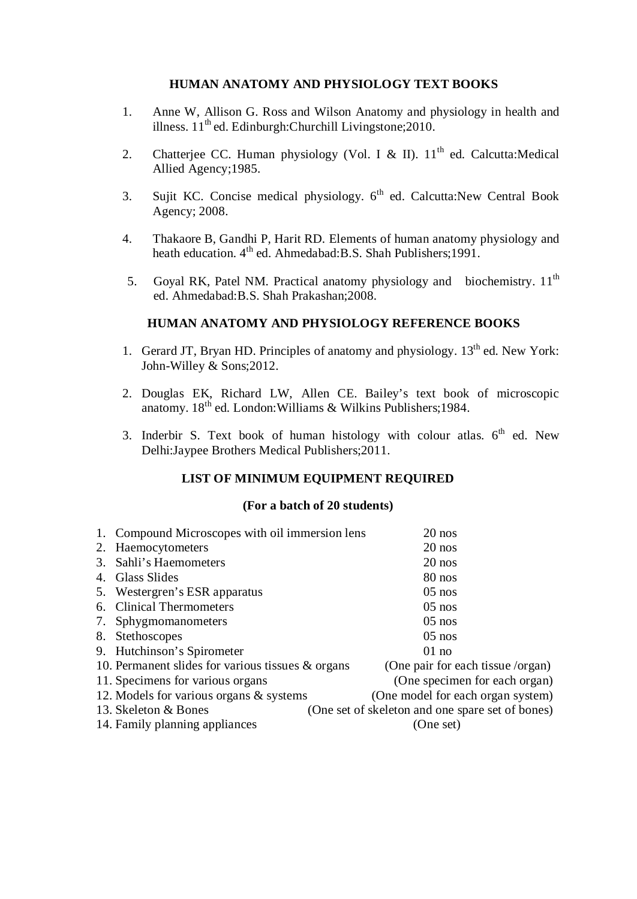## HUMAN ANATOMY AND PHYSIOLOGY TEXT BOOKS

1. Anne W, Allison G. Ross and Wilson Anatomy and physiology in health and illness. 11th ed. Edinburgh:Churchill Livingstone;2010.
2. Chatterjee CC. Human physiology (Vol. I & II). 11th ed. Calcutta:Medical Allied Agency;1985.
3. Sujit KC. Concise medical physiology. 6th ed. Calcutta:New Central Book Agency; 2008.
4. Thakaore B, Gandhi P, Harit RD. Elements of human anatomy physiology and heath education. 4th ed. Ahmedabad:B.S. Shah Publishers;1991.
5. Goyal RK, Patel NM. Practical anatomy physiology and biochemistry. 11th ed. Ahmedabad:B.S. Shah Prakashan;2008.

## HUMAN ANATOMY AND PHYSIOLOGY REFERENCE BOOKS

1. Gerard JT, Bryan HD. Principles of anatomy and physiology. 13th ed. New York: John-Willey & Sons;2012.
2. Douglas EK, Richard LW, Allen CE. Bailey's text book of microscopic anatomy. 18th ed. London:Williams & Wilkins Publishers;1984.
3. Inderbir S. Text book of human histology with colour atlas. 6th ed. New Delhi:Jaypee Brothers Medical Publishers;2011.

## LIST OF MINIMUM EQUIPMENT REQUIRED

**(For a batch of 20 students)**

| | |
|---|---|
| 1. Compound Microscopes with oil immersion lens | 20 nos |
| 2. Haemocytometers | 20 nos |
| 3. Sahli's Haemometers | 20 nos |
| 4. Glass Slides | 80 nos |
| 5. Westergren's ESR apparatus | 05 nos |
| 6. Clinical Thermometers | 05 nos |
| 7. Sphygmomanometers | 05 nos |
| 8. Stethoscopes | 05 nos |
| 9. Hutchinson's Spirometer | 01 no |
| 10. Permanent slides for various tissues & organs | (One pair for each tissue /organ) |
| 11. Specimens for various organs | (One specimen for each organ) |
| 12. Models for various organs & systems | (One model for each organ system) |
| 13. Skeleton & Bones | (One set of skeleton and one spare set of bones) |
| 14. Family planning appliances | (One set) |